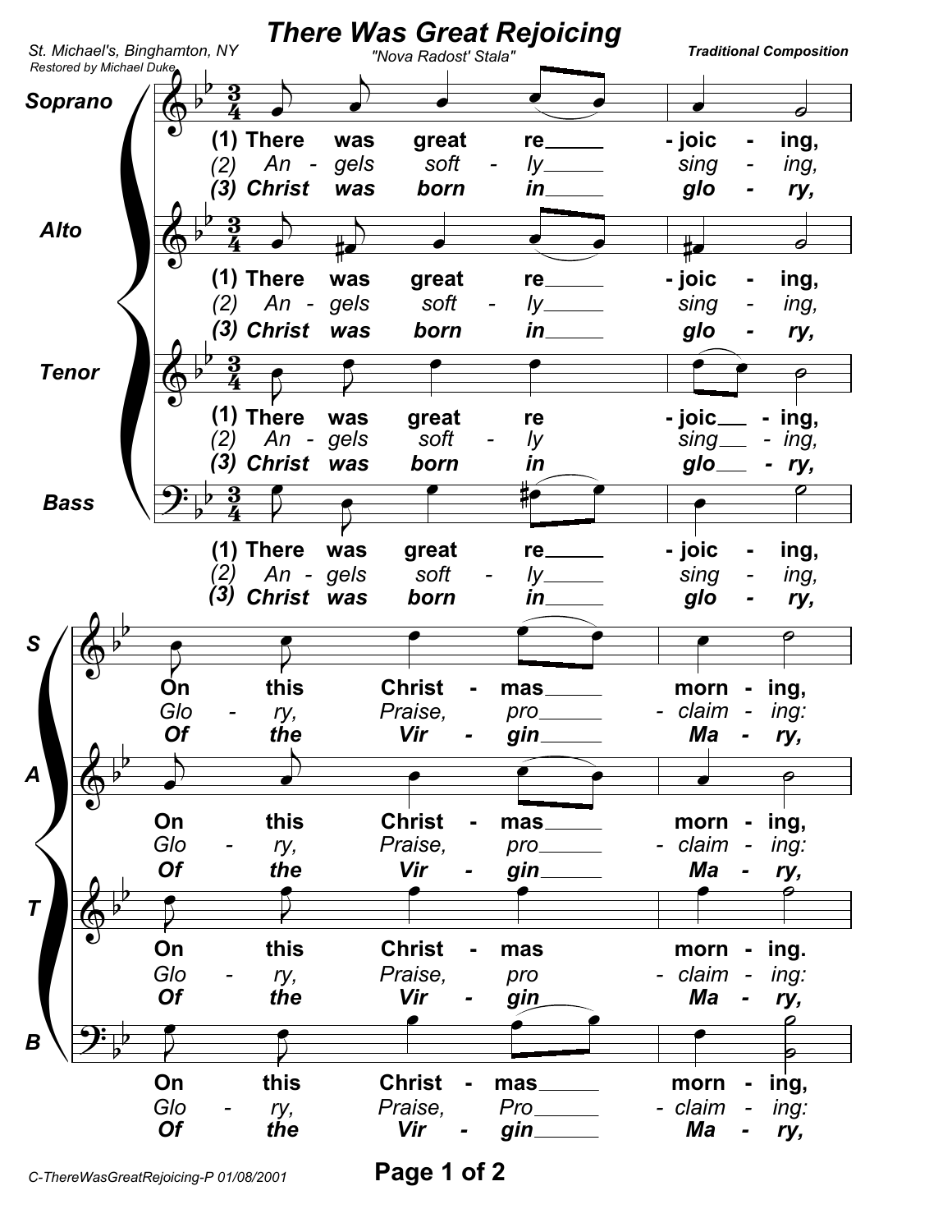# There Was Great Rejoicing

"Nova Radost' Stala"

St. Michael's, Binghamton, NY
Restored by Michael Duke

**Traditional Composition**

Soprano, Alto, Tenor, Bass

(1) There was great re - joic - ing, On this Christ - mas morn - ing,

*(2) An - gels soft - ly sing - ing, Glo - ry, Praise, pro - claim - ing:*

***(3) Christ was born in glo - ry, Of the Vir - gin Ma - ry,***

C-ThereWasGreatRejoicing-P 01/08/2001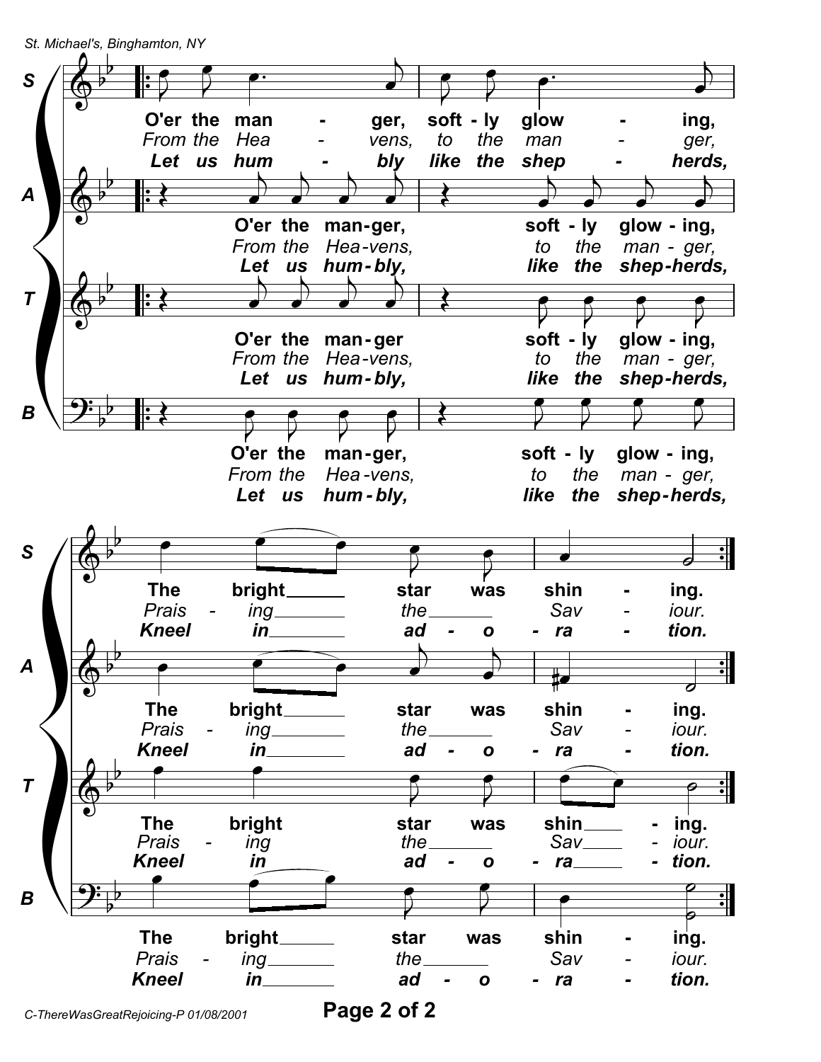**S**

O'er the man - ger, soft - ly glow - ing,
*From the Hea - vens, to the man - ger,*
***Let us hum - bly like the shep - herds,***

**A**

O'er the man-ger, soft - ly glow - ing,
*From the Hea-vens, to the man - ger,*
***Let us hum-bly, like the shep-herds,***

**T**

O'er the man-ger soft - ly glow - ing,
*From the Hea-vens, to the man - ger,*
***Let us hum-bly, like the shep-herds,***

**B**

O'er the man-ger, soft - ly glow - ing,
*From the Hea-vens, to the man - ger,*
***Let us hum-bly, like the shep-herds,***

**S**

The bright star was shin - ing.
*Prais - ing the Sav - iour.*
***Kneel in ad - o - ra - tion.***

**A**

The bright star was shin - ing.
*Prais - ing the Sav - iour.*
***Kneel in ad - o - ra - tion.***

**T**

The bright star was shin - ing.
*Prais - ing the Sav - iour.*
***Kneel in ad - o - ra - tion.***

**B**

The bright star was shin - ing.
*Prais - ing the Sav - iour.*
***Kneel in ad - o - ra - tion.***